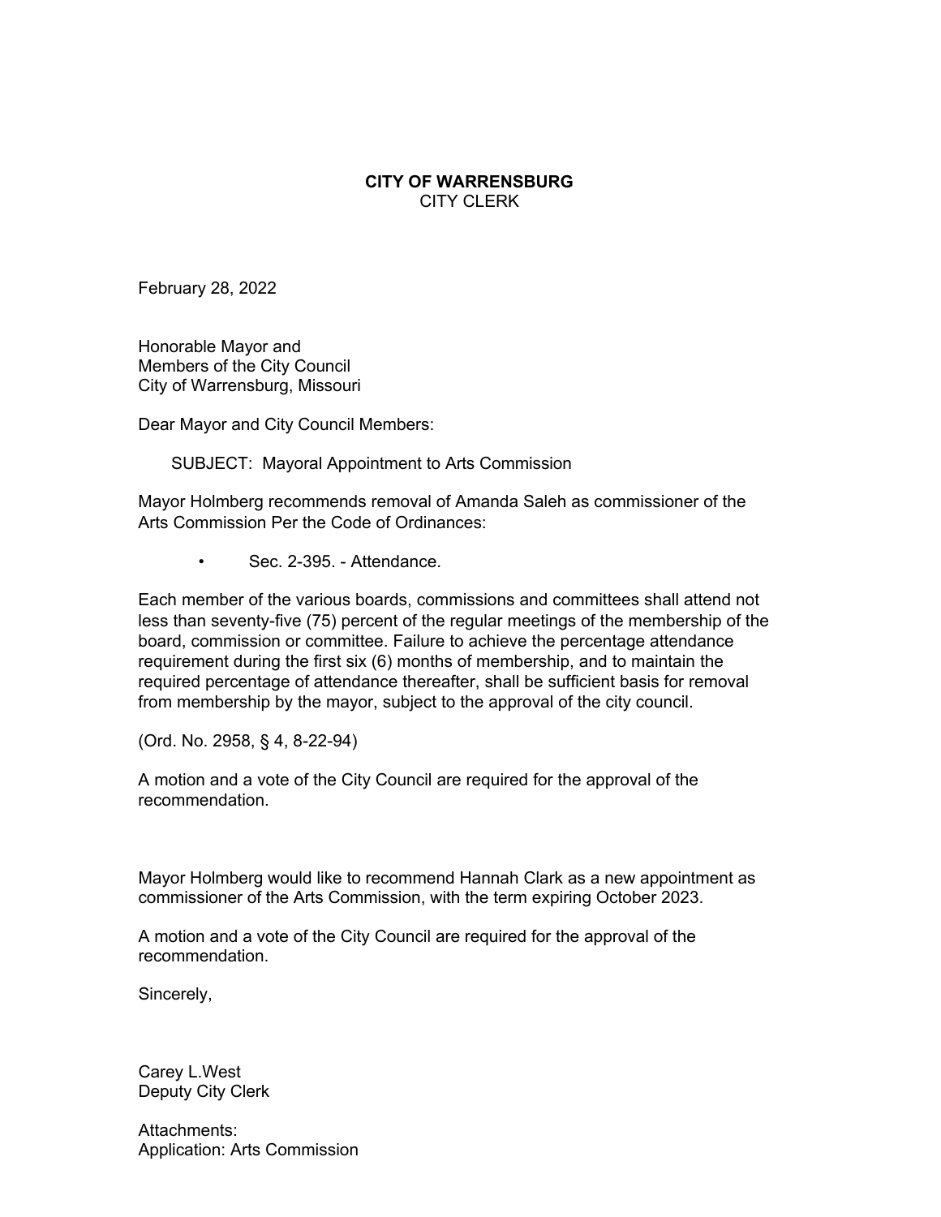**CITY OF WARRENSBURG**
CITY CLERK

February 28, 2022

Honorable Mayor and
Members of the City Council
City of Warrensburg, Missouri

Dear Mayor and City Council Members:

SUBJECT: Mayoral Appointment to Arts Commission

Mayor Holmberg recommends removal of Amanda Saleh as commissioner of the Arts Commission Per the Code of Ordinances:

- Sec. 2-395. - Attendance.

Each member of the various boards, commissions and committees shall attend not less than seventy-five (75) percent of the regular meetings of the membership of the board, commission or committee. Failure to achieve the percentage attendance requirement during the first six (6) months of membership, and to maintain the required percentage of attendance thereafter, shall be sufficient basis for removal from membership by the mayor, subject to the approval of the city council.

(Ord. No. 2958, § 4, 8-22-94)

A motion and a vote of the City Council are required for the approval of the recommendation.

Mayor Holmberg would like to recommend Hannah Clark as a new appointment as commissioner of the Arts Commission, with the term expiring October 2023.

A motion and a vote of the City Council are required for the approval of the recommendation.

Sincerely,

Carey L.West
Deputy City Clerk

Attachments:
Application: Arts Commission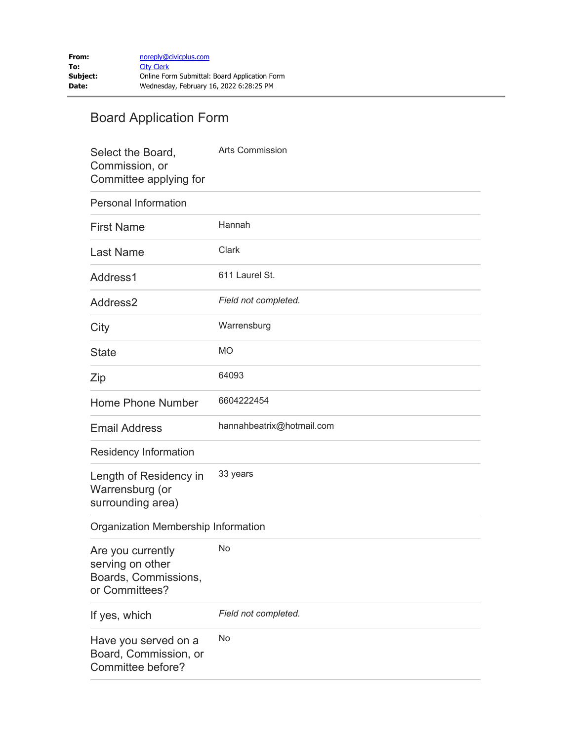**From:** noreply@civicplus.com
**To:** City Clerk
**Subject:** Online Form Submittal: Board Application Form
**Date:** Wednesday, February 16, 2022 6:28:25 PM

# Board Application Form

| | |
|---|---|
| Select the Board, Commission, or Committee applying for | Arts Commission |
| Personal Information | |
| First Name | Hannah |
| Last Name | Clark |
| Address1 | 611 Laurel St. |
| Address2 | *Field not completed.* |
| City | Warrensburg |
| State | MO |
| Zip | 64093 |
| Home Phone Number | 6604222454 |
| Email Address | hannahbeatrix@hotmail.com |
| Residency Information | |
| Length of Residency in Warrensburg (or surrounding area) | 33 years |
| Organization Membership Information | |
| Are you currently serving on other Boards, Commissions, or Committees? | No |
| If yes, which | *Field not completed.* |
| Have you served on a Board, Commission, or Committee before? | No |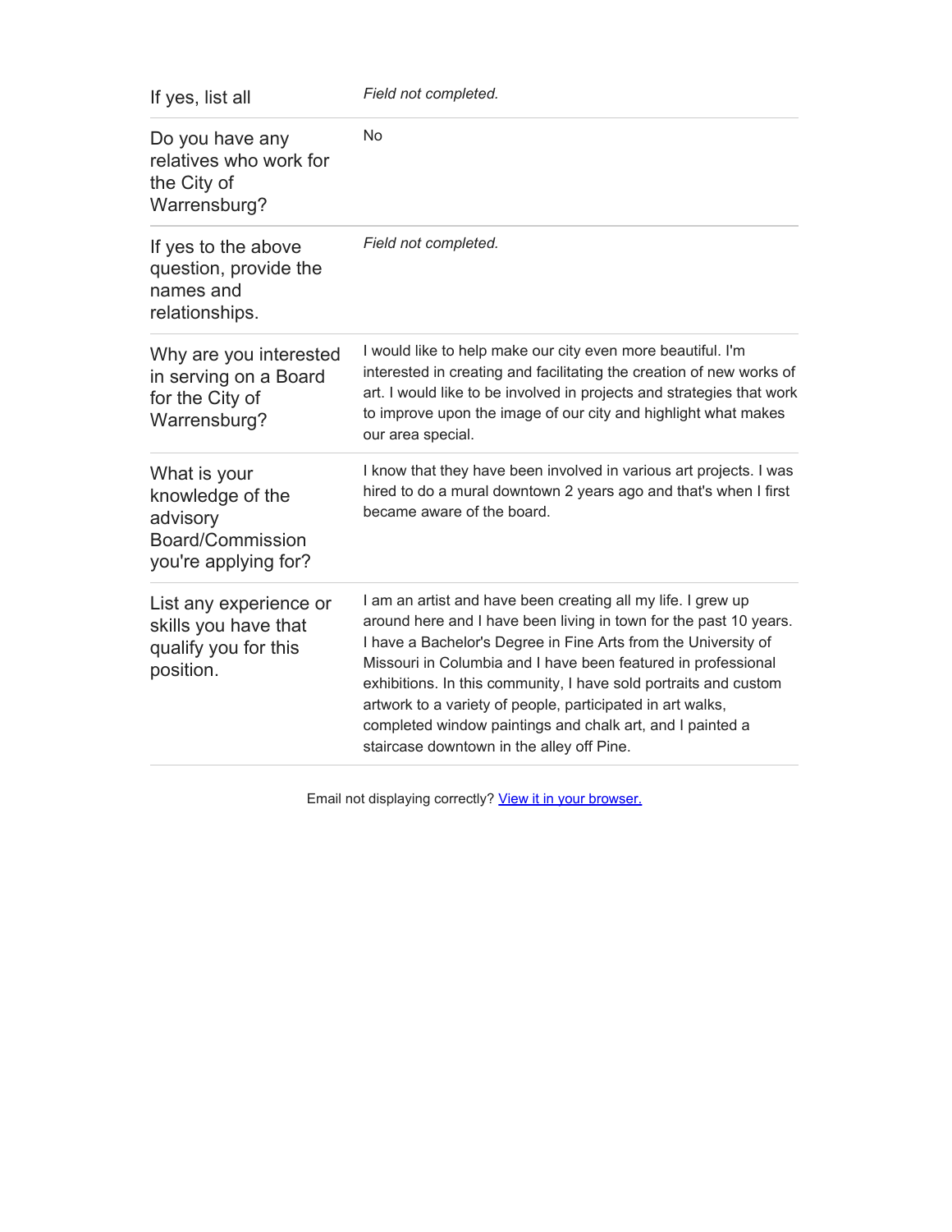| | |
|---|---|
| If yes, list all | *Field not completed.* |
| Do you have any relatives who work for the City of Warrensburg? | No |
| If yes to the above question, provide the names and relationships. | *Field not completed.* |
| Why are you interested in serving on a Board for the City of Warrensburg? | I would like to help make our city even more beautiful. I'm interested in creating and facilitating the creation of new works of art. I would like to be involved in projects and strategies that work to improve upon the image of our city and highlight what makes our area special. |
| What is your knowledge of the advisory Board/Commission you're applying for? | I know that they have been involved in various art projects. I was hired to do a mural downtown 2 years ago and that's when I first became aware of the board. |
| List any experience or skills you have that qualify you for this position. | I am an artist and have been creating all my life. I grew up around here and I have been living in town for the past 10 years. I have a Bachelor's Degree in Fine Arts from the University of Missouri in Columbia and I have been featured in professional exhibitions. In this community, I have sold portraits and custom artwork to a variety of people, participated in art walks, completed window paintings and chalk art, and I painted a staircase downtown in the alley off Pine. |

Email not displaying correctly? [View it in your browser.]()